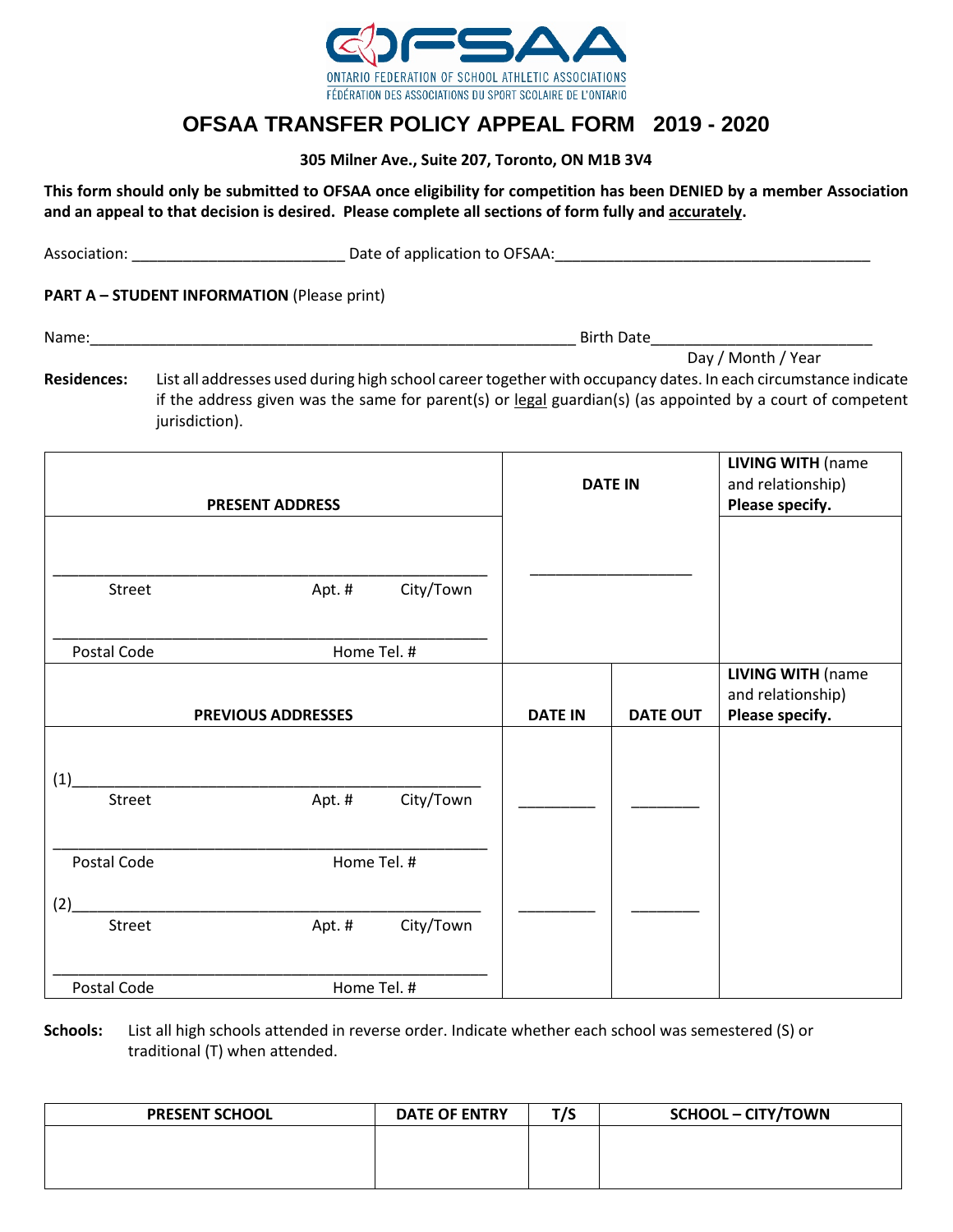ONTARIO FEDERATION OF SCHOOL ATHLETIC ASSOCIATIONS
FÉDÉRATION DES ASSOCIATIONS DU SPORT SCOLAIRE DE L'ONTARIO

# OFSAA TRANSFER POLICY APPEAL FORM 2019 - 2020

**305 Milner Ave., Suite 207, Toronto, ON M1B 3V4**

**This form should only be submitted to OFSAA once eligibility for competition has been DENIED by a member Association and an appeal to that decision is desired. Please complete all sections of form fully and accurately.**

Association: _________________________ Date of application to OFSAA:____________________________________

**PART A – STUDENT INFORMATION** (Please print)

Name:_________________________________________________________ Birth Date_________________________
Day / Month / Year

**Residences:** List all addresses used during high school career together with occupancy dates. In each circumstance indicate if the address given was the same for parent(s) or legal guardian(s) (as appointed by a court of competent jurisdiction).

| **PRESENT ADDRESS** | **DATE IN** | | **LIVING WITH** (name and relationship) **Please specify.** |
|---|---|---|---|
| ______________________________________________<br>Street Apt. # City/Town<br><br>______________________________________________<br>Postal Code Home Tel. # | ___________________ | | |
| **PREVIOUS ADDRESSES** | **DATE IN** | **DATE OUT** | **LIVING WITH** (name and relationship) **Please specify.** |
| (1)___________________________________________<br>Street Apt. # City/Town<br><br>______________________________________________<br>Postal Code Home Tel. # | _________ | ________ | |
| (2)___________________________________________<br>Street Apt. # City/Town<br><br>______________________________________________<br>Postal Code Home Tel. # | _________ | ________ | |

**Schools:** List all high schools attended in reverse order. Indicate whether each school was semestered (S) or traditional (T) when attended.

| PRESENT SCHOOL | DATE OF ENTRY | T/S | SCHOOL – CITY/TOWN |
|---|---|---|---|
| | | | |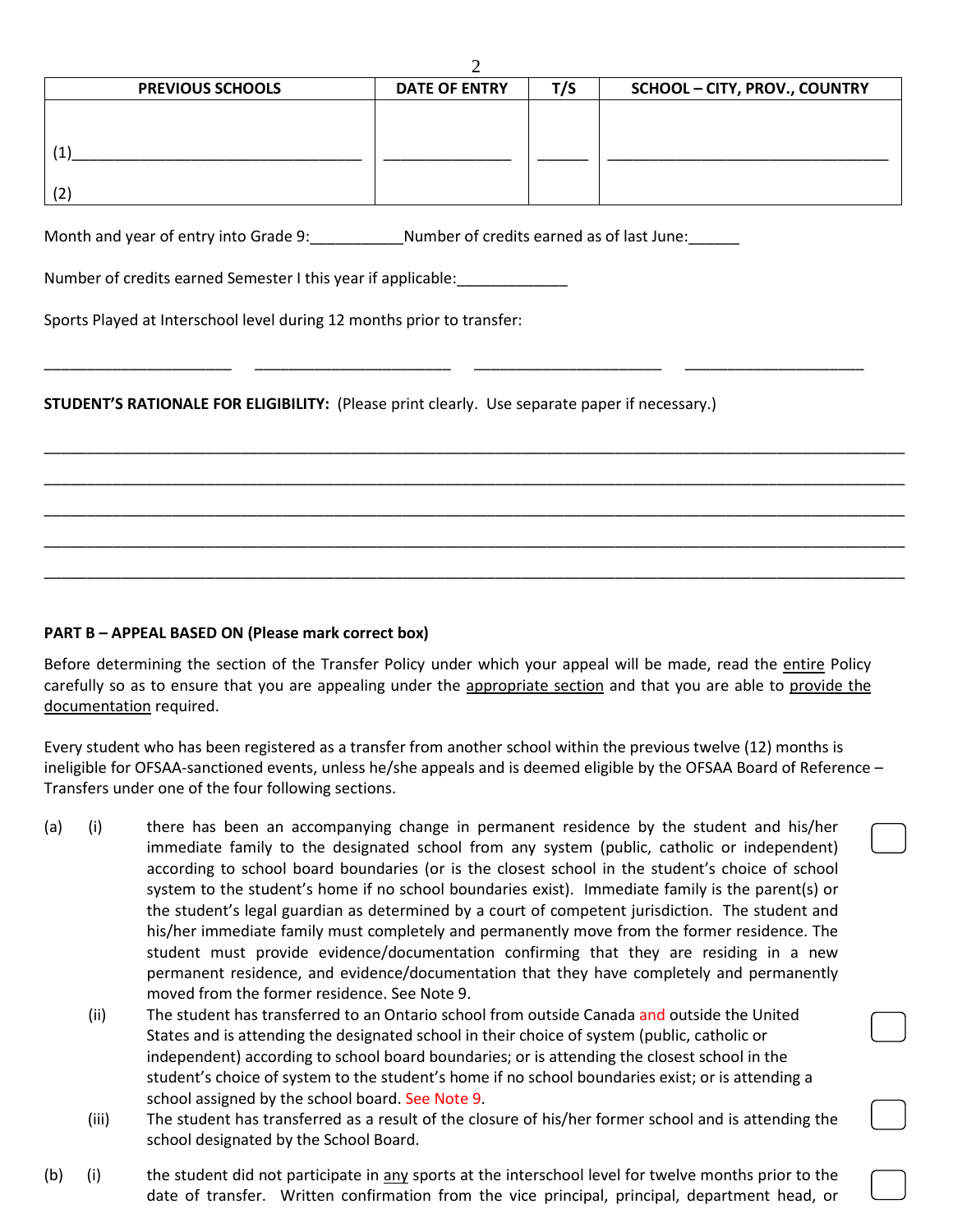| PREVIOUS SCHOOLS | DATE OF ENTRY | T/S | SCHOOL – CITY, PROV., COUNTRY |
|---|---|---|---|
| (1)________________________________ | _______________ | ______ | ________________________________ |
| (2) | | | |

Month and year of entry into Grade 9:___________Number of credits earned as of last June:______

Number of credits earned Semester I this year if applicable:_____________

Sports Played at Interschool level during 12 months prior to transfer:

______________________ ______________________ ______________________ ______________________

**STUDENT'S RATIONALE FOR ELIGIBILITY:** (Please print clearly. Use separate paper if necessary.)

____________________________________________________________________________________________

____________________________________________________________________________________________

____________________________________________________________________________________________

____________________________________________________________________________________________

____________________________________________________________________________________________

**PART B – APPEAL BASED ON (Please mark correct box)**

Before determining the section of the Transfer Policy under which your appeal will be made, read the entire Policy carefully so as to ensure that you are appealing under the appropriate section and that you are able to provide the documentation required.

Every student who has been registered as a transfer from another school within the previous twelve (12) months is ineligible for OFSAA-sanctioned events, unless he/she appeals and is deemed eligible by the OFSAA Board of Reference – Transfers under one of the four following sections.

(a) (i) there has been an accompanying change in permanent residence by the student and his/her immediate family to the designated school from any system (public, catholic or independent) according to school board boundaries (or is the closest school in the student's choice of school system to the student's home if no school boundaries exist). Immediate family is the parent(s) or the student's legal guardian as determined by a court of competent jurisdiction. The student and his/her immediate family must completely and permanently move from the former residence. The student must provide evidence/documentation confirming that they are residing in a new permanent residence, and evidence/documentation that they have completely and permanently moved from the former residence. See Note 9. ☐

(ii) The student has transferred to an Ontario school from outside Canada and outside the United States and is attending the designated school in their choice of system (public, catholic or independent) according to school board boundaries; or is attending the closest school in the student's choice of system to the student's home if no school boundaries exist; or is attending a school assigned by the school board. See Note 9. ☐

(iii) The student has transferred as a result of the closure of his/her former school and is attending the school designated by the School Board. ☐

(b) (i) the student did not participate in any sports at the interschool level for twelve months prior to the date of transfer. Written confirmation from the vice principal, principal, department head, or ☐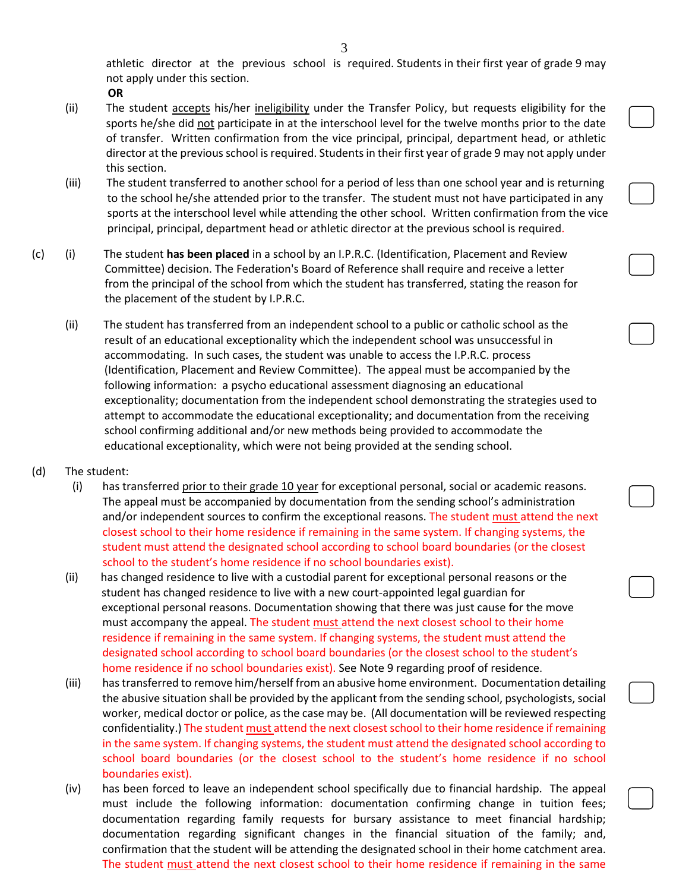athletic director at the previous school is required. Students in their first year of grade 9 may not apply under this section.

**OR**

(ii) The student <u>accepts</u> his/her <u>ineligibility</u> under the Transfer Policy, but requests eligibility for the sports he/she did <u>not</u> participate in at the interschool level for the twelve months prior to the date of transfer. Written confirmation from the vice principal, principal, department head, or athletic director at the previous school is required. Students in their first year of grade 9 may not apply under this section. ☐

(iii) The student transferred to another school for a period of less than one school year and is returning to the school he/she attended prior to the transfer. The student must not have participated in any sports at the interschool level while attending the other school. Written confirmation from the vice principal, principal, department head or athletic director at the previous school is required. ☐

(c) (i) The student **has been placed** in a school by an I.P.R.C. (Identification, Placement and Review Committee) decision. The Federation's Board of Reference shall require and receive a letter from the principal of the school from which the student has transferred, stating the reason for the placement of the student by I.P.R.C. ☐

(ii) The student has transferred from an independent school to a public or catholic school as the result of an educational exceptionality which the independent school was unsuccessful in accommodating. In such cases, the student was unable to access the I.P.R.C. process (Identification, Placement and Review Committee). The appeal must be accompanied by the following information: a psycho educational assessment diagnosing an educational exceptionality; documentation from the independent school demonstrating the strategies used to attempt to accommodate the educational exceptionality; and documentation from the receiving school confirming additional and/or new methods being provided to accommodate the educational exceptionality, which were not being provided at the sending school. ☐

(d) The student:

(i) has transferred <u>prior to their grade 10 year</u> for exceptional personal, social or academic reasons. The appeal must be accompanied by documentation from the sending school's administration and/or independent sources to confirm the exceptional reasons. The student <u>must</u> attend the next closest school to their home residence if remaining in the same system. If changing systems, the student must attend the designated school according to school board boundaries (or the closest school to the student's home residence if no school boundaries exist). ☐

(ii) has changed residence to live with a custodial parent for exceptional personal reasons or the student has changed residence to live with a new court-appointed legal guardian for exceptional personal reasons. Documentation showing that there was just cause for the move must accompany the appeal. The student <u>must</u> attend the next closest school to their home residence if remaining in the same system. If changing systems, the student must attend the designated school according to school board boundaries (or the closest school to the student's home residence if no school boundaries exist). See Note 9 regarding proof of residence. ☐

(iii) has transferred to remove him/herself from an abusive home environment. Documentation detailing the abusive situation shall be provided by the applicant from the sending school, psychologists, social worker, medical doctor or police, as the case may be. (All documentation will be reviewed respecting confidentiality.) The student <u>must</u> attend the next closest school to their home residence if remaining in the same system. If changing systems, the student must attend the designated school according to school board boundaries (or the closest school to the student's home residence if no school boundaries exist). ☐

(iv) has been forced to leave an independent school specifically due to financial hardship. The appeal must include the following information: documentation confirming change in tuition fees; documentation regarding family requests for bursary assistance to meet financial hardship; documentation regarding significant changes in the financial situation of the family; and, confirmation that the student will be attending the designated school in their home catchment area. The student <u>must</u> attend the next closest school to their home residence if remaining in the same ☐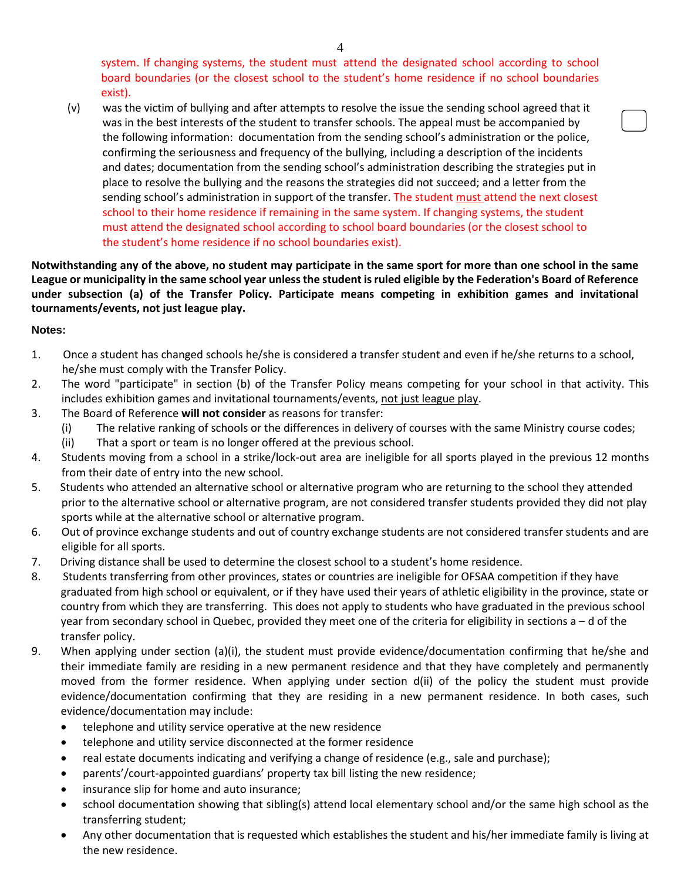system. If changing systems, the student must attend the designated school according to school board boundaries (or the closest school to the student's home residence if no school boundaries exist).

(v) was the victim of bullying and after attempts to resolve the issue the sending school agreed that it was in the best interests of the student to transfer schools. The appeal must be accompanied by the following information: documentation from the sending school's administration or the police, confirming the seriousness and frequency of the bullying, including a description of the incidents and dates; documentation from the sending school's administration describing the strategies put in place to resolve the bullying and the reasons the strategies did not succeed; and a letter from the sending school's administration in support of the transfer. The student must attend the next closest school to their home residence if remaining in the same system. If changing systems, the student must attend the designated school according to school board boundaries (or the closest school to the student's home residence if no school boundaries exist).

**Notwithstanding any of the above, no student may participate in the same sport for more than one school in the same League or municipality in the same school year unless the student is ruled eligible by the Federation's Board of Reference under subsection (a) of the Transfer Policy. Participate means competing in exhibition games and invitational tournaments/events, not just league play.**

**Notes:**

1. Once a student has changed schools he/she is considered a transfer student and even if he/she returns to a school, he/she must comply with the Transfer Policy.
2. The word "participate" in section (b) of the Transfer Policy means competing for your school in that activity. This includes exhibition games and invitational tournaments/events, not just league play.
3. The Board of Reference **will not consider** as reasons for transfer:
   (i) The relative ranking of schools or the differences in delivery of courses with the same Ministry course codes;
   (ii) That a sport or team is no longer offered at the previous school.
4. Students moving from a school in a strike/lock-out area are ineligible for all sports played in the previous 12 months from their date of entry into the new school.
5. Students who attended an alternative school or alternative program who are returning to the school they attended prior to the alternative school or alternative program, are not considered transfer students provided they did not play sports while at the alternative school or alternative program.
6. Out of province exchange students and out of country exchange students are not considered transfer students and are eligible for all sports.
7. Driving distance shall be used to determine the closest school to a student's home residence.
8. Students transferring from other provinces, states or countries are ineligible for OFSAA competition if they have graduated from high school or equivalent, or if they have used their years of athletic eligibility in the province, state or country from which they are transferring. This does not apply to students who have graduated in the previous school year from secondary school in Quebec, provided they meet one of the criteria for eligibility in sections a – d of the transfer policy.
9. When applying under section (a)(i), the student must provide evidence/documentation confirming that he/she and their immediate family are residing in a new permanent residence and that they have completely and permanently moved from the former residence. When applying under section d(ii) of the policy the student must provide evidence/documentation confirming that they are residing in a new permanent residence. In both cases, such evidence/documentation may include:
   - telephone and utility service operative at the new residence
   - telephone and utility service disconnected at the former residence
   - real estate documents indicating and verifying a change of residence (e.g., sale and purchase);
   - parents'/court-appointed guardians' property tax bill listing the new residence;
   - insurance slip for home and auto insurance;
   - school documentation showing that sibling(s) attend local elementary school and/or the same high school as the transferring student;
   - Any other documentation that is requested which establishes the student and his/her immediate family is living at the new residence.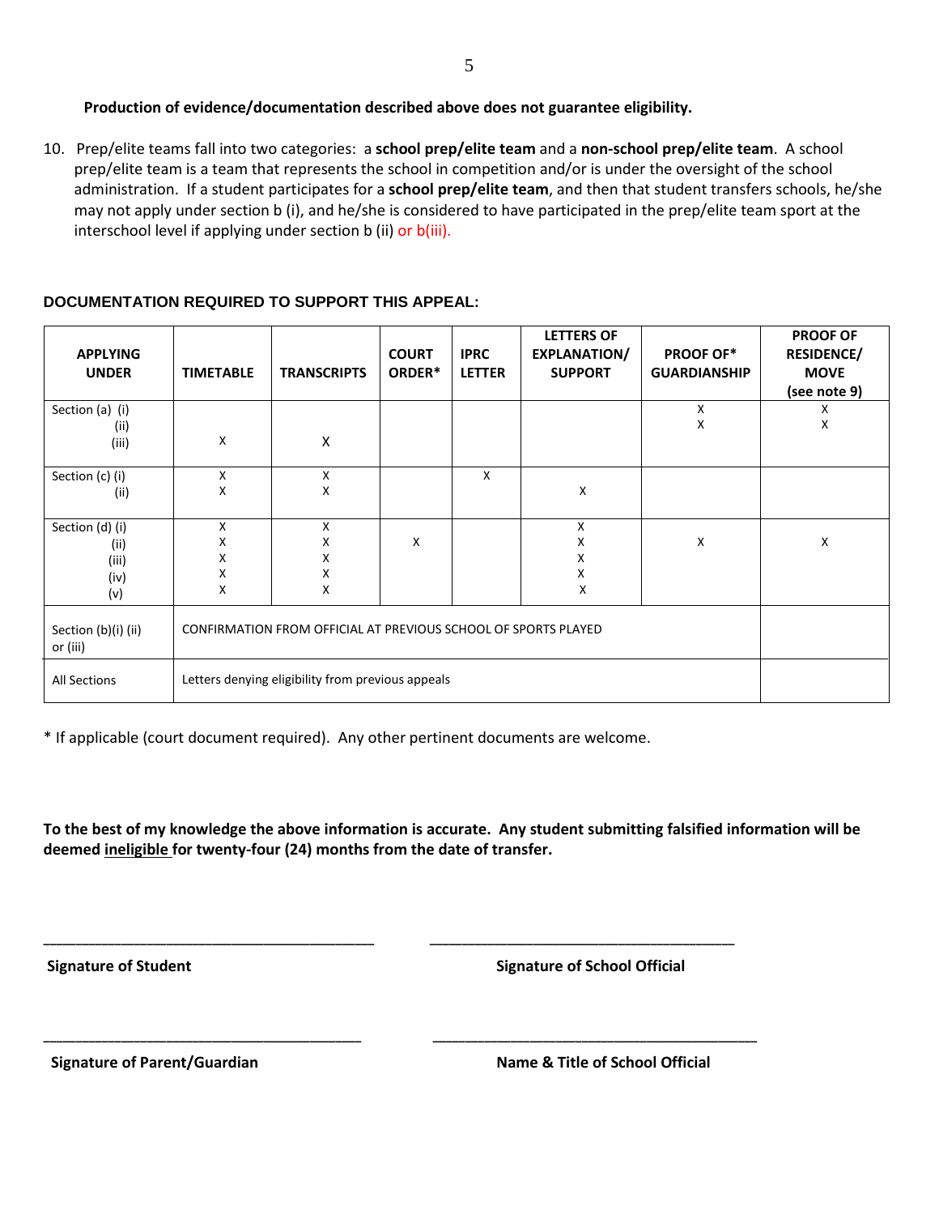**Production of evidence/documentation described above does not guarantee eligibility.**

10. Prep/elite teams fall into two categories: a **school prep/elite team** and a **non-school prep/elite team**. A school prep/elite team is a team that represents the school in competition and/or is under the oversight of the school administration. If a student participates for a **school prep/elite team**, and then that student transfers schools, he/she may not apply under section b (i), and he/she is considered to have participated in the prep/elite team sport at the interschool level if applying under section b (ii) or b(iii).

**DOCUMENTATION REQUIRED TO SUPPORT THIS APPEAL:**

| APPLYING UNDER | TIMETABLE | TRANSCRIPTS | COURT ORDER* | IPRC LETTER | LETTERS OF EXPLANATION/ SUPPORT | PROOF OF* GUARDIANSHIP | PROOF OF RESIDENCE/ MOVE (see note 9) |
|---|---|---|---|---|---|---|---|
| Section (a) (i) | | | | | | X | X |
| (ii) | | | | | | X | X |
| (iii) | X | X | | | | | |
| Section (c) (i) | X | X | | X | | | |
| (ii) | X | X | | | X | | |
| Section (d) (i) | X | X | | | X | | |
| (ii) | X | X | X | | X | X | X |
| (iii) | X | X | | | X | | |
| (iv) | X | X | | | X | | |
| (v) | X | X | | | X | | |
| Section (b)(i) (ii) or (iii) | CONFIRMATION FROM OFFICIAL AT PREVIOUS SCHOOL OF SPORTS PLAYED | | | | | | |
| All Sections | Letters denying eligibility from previous appeals | | | | | | |

\* If applicable (court document required). Any other pertinent documents are welcome.

**To the best of my knowledge the above information is accurate. Any student submitting falsified information will be deemed <u>ineligible</u> for twenty-four (24) months from the date of transfer.**

\_\_\_\_\_\_\_\_\_\_\_\_\_\_\_\_\_\_\_\_\_\_\_\_\_\_\_\_\_\_\_\_\_\_\_\_\_\_\_\_ \_\_\_\_\_\_\_\_\_\_\_\_\_\_\_\_\_\_\_\_\_\_\_\_\_\_\_\_\_\_\_\_\_\_\_\_\_\_\_\_

**Signature of Student** **Signature of School Official**

\_\_\_\_\_\_\_\_\_\_\_\_\_\_\_\_\_\_\_\_\_\_\_\_\_\_\_\_\_\_\_\_\_\_\_\_\_\_\_\_ \_\_\_\_\_\_\_\_\_\_\_\_\_\_\_\_\_\_\_\_\_\_\_\_\_\_\_\_\_\_\_\_\_\_\_\_\_\_\_\_

**Signature of Parent/Guardian** **Name & Title of School Official**